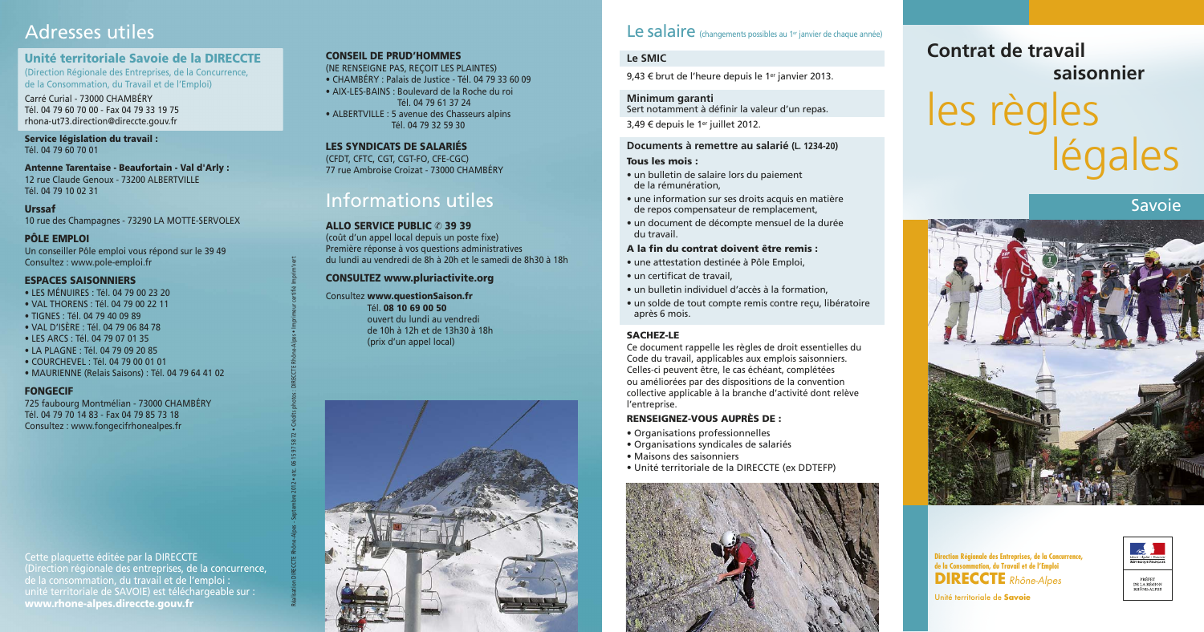# Adresses utiles

## Unité territoriale Savoie de la DIRECCTE

(Direction Régionale des Entreprises, de la Concurrence, de la Consommation, du Travail et de l'Emploi)

Carré Curial - 73000 CHAMBÉRY
Tél. 04 79 60 70 00 - Fax 04 79 33 19 75
rhona-ut73.direction@direccte.gouv.fr

**Service législation du travail :**
Tél. 04 79 60 70 01

**Antenne Tarentaise - Beaufortain - Val d'Arly :**
12 rue Claude Genoux - 73200 ALBERTVILLE
Tél. 04 79 10 02 31

**Urssaf**
10 rue des Champagnes - 73290 LA MOTTE-SERVOLEX

**PÔLE EMPLOI**
Un conseiller Pôle emploi vous répond sur le 39 49
Consultez : www.pole-emploi.fr

**ESPACES SAISONNIERS**

- LES MÉNUIRES : Tél. 04 79 00 23 20
- VAL THORENS : Tél. 04 79 00 22 11
- TIGNES : Tél. 04 79 40 09 89
- VAL D'ISÈRE : Tél. 04 79 06 84 78
- LES ARCS : Tél. 04 79 07 01 35
- LA PLAGNE : Tél. 04 79 09 20 85
- COURCHEVEL : Tél. 04 79 00 01 01
- MAURIENNE (Relais Saisons) : Tél. 04 79 64 41 02

**FONGECIF**
725 faubourg Montmélian - 73000 CHAMBÉRY
Tél. 04 79 70 14 83 - Fax 04 79 85 73 18
Consultez : www.fongecifrhonealpes.fr

Cette plaquette éditée par la DIRECCTE (Direction régionale des entreprises, de la concurrence, de la consommation, du travail et de l'emploi : unité territoriale de SAVOIE) est téléchargeable sur : **www.rhone-alpes.direccte.gouv.fr**

**CONSEIL DE PRUD'HOMMES**
(NE RENSEIGNE PAS, REÇOIT LES PLAINTES)

- CHAMBÉRY : Palais de Justice - Tél. 04 79 33 60 09
- AIX-LES-BAINS : Boulevard de la Roche du roi Tél. 04 79 61 37 24
- ALBERTVILLE : 5 avenue des Chasseurs alpins Tél. 04 79 32 59 30

**LES SYNDICATS DE SALARIÉS**
(CFDT, CFTC, CGT, CGT-FO, CFE-CGC)
77 rue Ambroise Croizat - 73000 CHAMBÉRY

# Informations utiles

**ALLO SERVICE PUBLIC ✆ 39 39**
(coût d'un appel local depuis un poste fixe)
Première réponse à vos questions administratives du lundi au vendredi de 8h à 20h et le samedi de 8h30 à 18h

**CONSULTEZ www.pluriactivite.org**

Consultez **www.questionSaison.fr**
Tél. **08 10 69 00 50**
ouvert du lundi au vendredi de 10h à 12h et de 13h30 à 18h (prix d'un appel local)

Réalisation DIRECCTE Rhône-Alpes - Septembre 2012 • ets. 06 15 97 58 72 • Crédits photos : DIRECCTE Rhône-Alpes • Imprimeur certifié Imprim'vert

# Le salaire (changements possibles au 1er janvier de chaque année)

**Le SMIC**
9,43 € brut de l'heure depuis le 1er janvier 2013.

**Minimum garanti**
Sert notamment à définir la valeur d'un repas.
3,49 € depuis le 1er juillet 2012.

**Documents à remettre au salarié (L. 1234-20)**

**Tous les mois :**

- un bulletin de salaire lors du paiement de la rémunération,
- une information sur ses droits acquis en matière de repos compensateur de remplacement,
- un document de décompte mensuel de la durée du travail.

**A la fin du contrat doivent être remis :**

- une attestation destinée à Pôle Emploi,
- un certificat de travail,
- un bulletin individuel d'accès à la formation,
- un solde de tout compte remis contre reçu, libératoire après 6 mois.

**SACHEZ-LE**

Ce document rappelle les règles de droit essentielles du Code du travail, applicables aux emplois saisonniers. Celles-ci peuvent être, le cas échéant, complétées ou améliorées par des dispositions de la convention collective applicable à la branche d'activité dont relève l'entreprise.

**RENSEIGNEZ-VOUS AUPRÈS DE :**

- Organisations professionnelles
- Organisations syndicales de salariés
- Maisons des saisonniers
- Unité territoriale de la DIRECCTE (ex DDTEFP)

# Contrat de travail saisonnier

# les règles légales

## Savoie

Direction Régionale des Entreprises, de la Concurrence, de la Consommation, du Travail et de l'Emploi
**DIRECCTE** *Rhône-Alpes*
Unité territoriale de **Savoie**

PRÉFET DE LA RÉGION RHÔNE-ALPES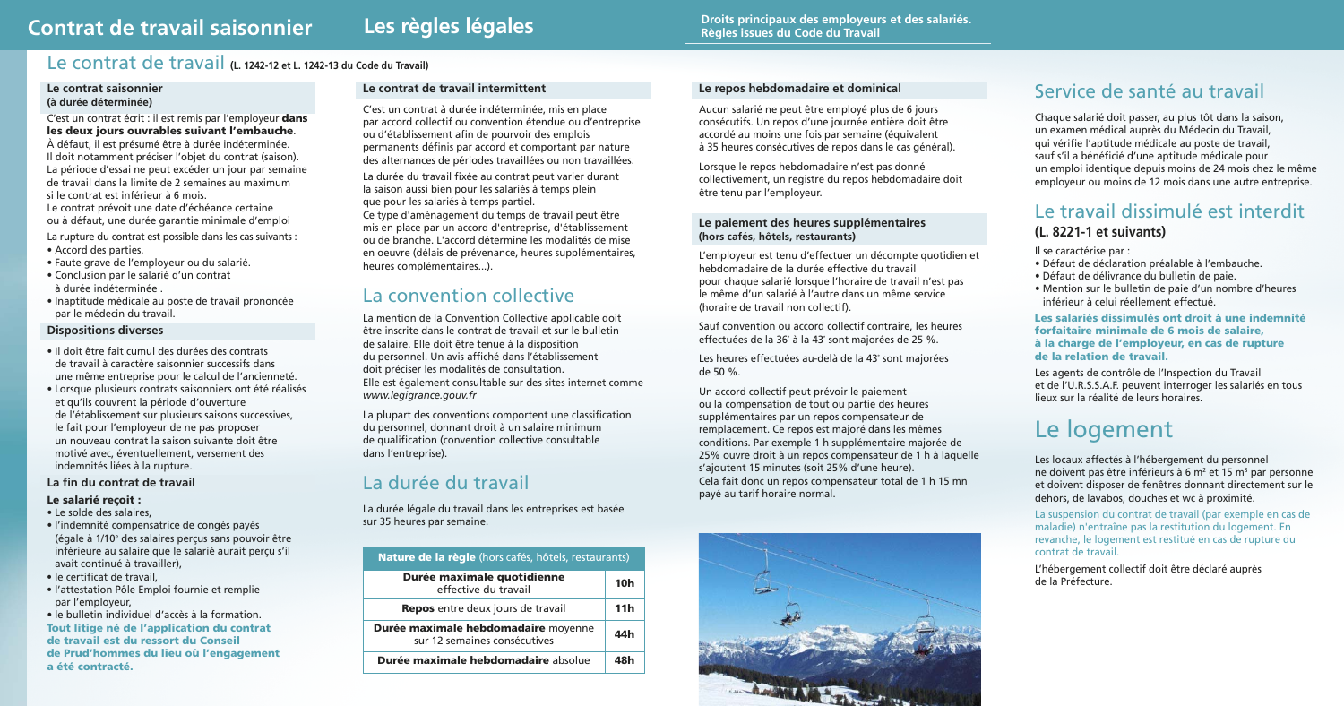# Contrat de travail saisonnier

# Les règles légales

**Droits principaux des employeurs et des salariés. Règles issues du Code du Travail**

## Le contrat de travail (L. 1242-12 et L. 1242-13 du Code du Travail)

### Le contrat saisonnier (à durée déterminée)

C'est un contrat écrit : il est remis par l'employeur **dans les deux jours ouvrables suivant l'embauche**.
À défaut, il est présumé être à durée indéterminée.
Il doit notamment préciser l'objet du contrat (saison).
La période d'essai ne peut excéder un jour par semaine de travail dans la limite de 2 semaines au maximum si le contrat est inférieur à 6 mois.
Le contrat prévoit une date d'échéance certaine ou à défaut, une durée garantie minimale d'emploi

La rupture du contrat est possible dans les cas suivants :

- Accord des parties.
- Faute grave de l'employeur ou du salarié.
- Conclusion par le salarié d'un contrat à durée indéterminée .
- Inaptitude médicale au poste de travail prononcée par le médecin du travail.

### Dispositions diverses

- Il doit être fait cumul des durées des contrats de travail à caractère saisonnier successifs dans une même entreprise pour le calcul de l'ancienneté.
- Lorsque plusieurs contrats saisonniers ont été réalisés et qu'ils couvrent la période d'ouverture de l'établissement sur plusieurs saisons successives, le fait pour l'employeur de ne pas proposer un nouveau contrat la saison suivante doit être motivé avec, éventuellement, versement des indemnités liées à la rupture.

### La fin du contrat de travail

**Le salarié reçoit :**

- Le solde des salaires,
- l'indemnité compensatrice de congés payés (égale à 1/10e des salaires perçus sans pouvoir être inférieure au salaire que le salarié aurait perçu s'il avait continué à travailler),
- le certificat de travail,
- l'attestation Pôle Emploi fournie et remplie par l'employeur,
- le bulletin individuel d'accès à la formation.

**Tout litige né de l'application du contrat de travail est du ressort du Conseil de Prud'hommes du lieu où l'engagement a été contracté.**

### Le contrat de travail intermittent

C'est un contrat à durée indéterminée, mis en place par accord collectif ou convention étendue ou d'entreprise ou d'établissement afin de pourvoir des emplois permanents définis par accord et comportant par nature des alternances de périodes travaillées ou non travaillées.

La durée du travail fixée au contrat peut varier durant la saison aussi bien pour les salariés à temps plein que pour les salariés à temps partiel.
Ce type d'aménagement du temps de travail peut être mis en place par un accord d'entreprise, d'établissement ou de branche. L'accord détermine les modalités de mise en oeuvre (délais de prévenance, heures supplémentaires, heures complémentaires...).

## La convention collective

La mention de la Convention Collective applicable doit être inscrite dans le contrat de travail et sur le bulletin de salaire. Elle doit être tenue à la disposition du personnel. Un avis affiché dans l'établissement doit préciser les modalités de consultation.
Elle est également consultable sur des sites internet comme *www.legigrance.gouv.fr*

La plupart des conventions comportent une classification du personnel, donnant droit à un salaire minimum de qualification (convention collective consultable dans l'entreprise).

## La durée du travail

La durée légale du travail dans les entreprises est basée sur 35 heures par semaine.

| Nature de la règle (hors cafés, hôtels, restaurants) | |
|---|---|
| **Durée maximale quotidienne** effective du travail | **10h** |
| **Repos** entre deux jours de travail | **11h** |
| **Durée maximale hebdomadaire** moyenne sur 12 semaines consécutives | **44h** |
| **Durée maximale hebdomadaire** absolue | **48h** |

### Le repos hebdomadaire et dominical

Aucun salarié ne peut être employé plus de 6 jours consécutifs. Un repos d'une journée entière doit être accordé au moins une fois par semaine (équivalent à 35 heures consécutives de repos dans le cas général).

Lorsque le repos hebdomadaire n'est pas donné collectivement, un registre du repos hebdomadaire doit être tenu par l'employeur.

### Le paiement des heures supplémentaires (hors cafés, hôtels, restaurants)

L'employeur est tenu d'effectuer un décompte quotidien et hebdomadaire de la durée effective du travail pour chaque salarié lorsque l'horaire de travail n'est pas le même d'un salarié à l'autre dans un même service (horaire de travail non collectif).

Sauf convention ou accord collectif contraire, les heures effectuées de la 36e à la 43e sont majorées de 25 %.

Les heures effectuées au-delà de la 43e sont majorées de 50 %.

Un accord collectif peut prévoir le paiement ou la compensation de tout ou partie des heures supplémentaires par un repos compensateur de remplacement. Ce repos est majoré dans les mêmes conditions. Par exemple 1 h supplémentaire majorée de 25% ouvre droit à un repos compensateur de 1 h à laquelle s'ajoutent 15 minutes (soit 25% d'une heure).
Cela fait donc un repos compensateur total de 1 h 15 mn payé au tarif horaire normal.

## Service de santé au travail

Chaque salarié doit passer, au plus tôt dans la saison, un examen médical auprès du Médecin du Travail, qui vérifie l'aptitude médicale au poste de travail, sauf s'il a bénéficié d'une aptitude médicale pour un emploi identique depuis moins de 24 mois chez le même employeur ou moins de 12 mois dans une autre entreprise.

## Le travail dissimulé est interdit (L. 8221-1 et suivants)

Il se caractérise par :

- Défaut de déclaration préalable à l'embauche.
- Défaut de délivrance du bulletin de paie.
- Mention sur le bulletin de paie d'un nombre d'heures inférieur à celui réellement effectué.

**Les salariés dissimulés ont droit à une indemnité forfaitaire minimale de 6 mois de salaire, à la charge de l'employeur, en cas de rupture de la relation de travail.**

Les agents de contrôle de l'Inspection du Travail et de l'U.R.S.S.A.F. peuvent interroger les salariés en tous lieux sur la réalité de leurs horaires.

## Le logement

Les locaux affectés à l'hébergement du personnel ne doivent pas être inférieurs à 6 $m^2$ et 15 $m^3$ par personne et doivent disposer de fenêtres donnant directement sur le dehors, de lavabos, douches et wc à proximité.

La suspension du contrat de travail (par exemple en cas de maladie) n'entraîne pas la restitution du logement. En revanche, le logement est restitué en cas de rupture du contrat de travail.

L'hébergement collectif doit être déclaré auprès de la Préfecture.